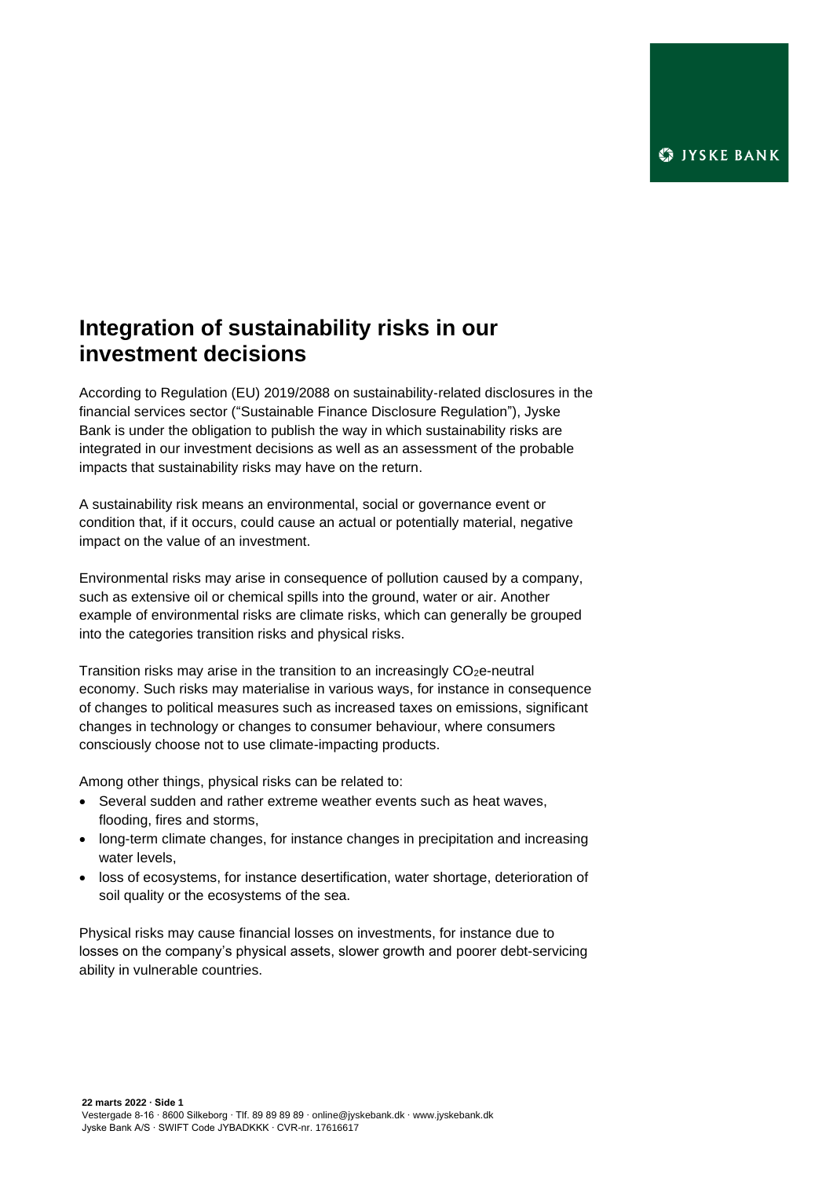# Integration of sustainability risks in our investment decisions

According to Regulation (EU) 2019/2088 on sustainability-related disclosures in the financial services sector ("Sustainable Finance Disclosure Regulation"), Jyske Bank is under the obligation to publish the way in which sustainability risks are integrated in our investment decisions as well as an assessment of the probable impacts that sustainability risks may have on the return.

A sustainability risk means an environmental, social or governance event or condition that, if it occurs, could cause an actual or potentially material, negative impact on the value of an investment.

Environmental risks may arise in consequence of pollution caused by a company, such as extensive oil or chemical spills into the ground, water or air. Another example of environmental risks are climate risks, which can generally be grouped into the categories transition risks and physical risks.

Transition risks may arise in the transition to an increasingly $CO_2$e-neutral economy. Such risks may materialise in various ways, for instance in consequence of changes to political measures such as increased taxes on emissions, significant changes in technology or changes to consumer behaviour, where consumers consciously choose not to use climate-impacting products.

Among other things, physical risks can be related to:

- Several sudden and rather extreme weather events such as heat waves, flooding, fires and storms,
- long-term climate changes, for instance changes in precipitation and increasing water levels,
- loss of ecosystems, for instance desertification, water shortage, deterioration of soil quality or the ecosystems of the sea.

Physical risks may cause financial losses on investments, for instance due to losses on the company's physical assets, slower growth and poorer debt-servicing ability in vulnerable countries.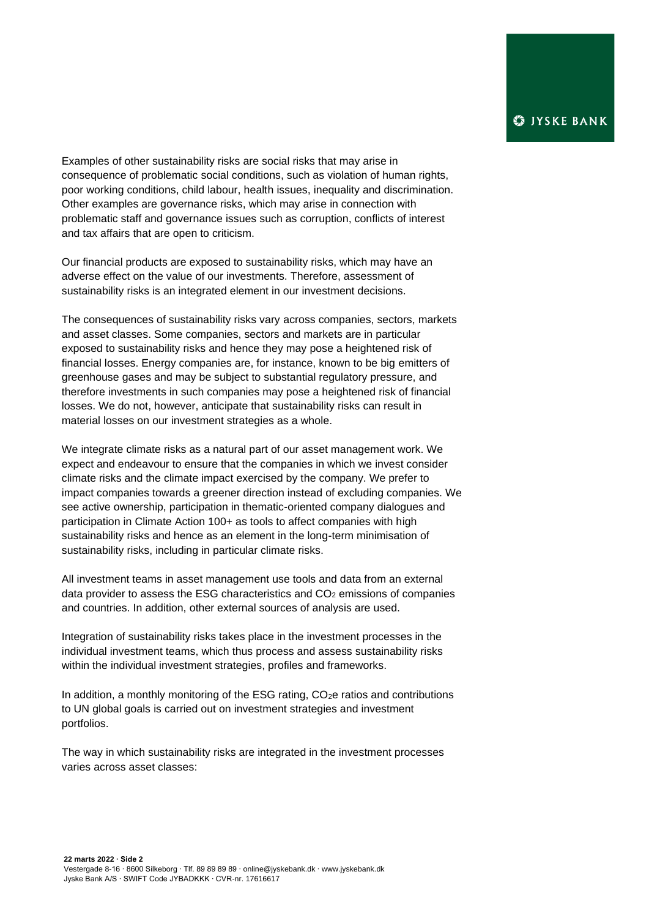Examples of other sustainability risks are social risks that may arise in consequence of problematic social conditions, such as violation of human rights, poor working conditions, child labour, health issues, inequality and discrimination. Other examples are governance risks, which may arise in connection with problematic staff and governance issues such as corruption, conflicts of interest and tax affairs that are open to criticism.

Our financial products are exposed to sustainability risks, which may have an adverse effect on the value of our investments. Therefore, assessment of sustainability risks is an integrated element in our investment decisions.

The consequences of sustainability risks vary across companies, sectors, markets and asset classes. Some companies, sectors and markets are in particular exposed to sustainability risks and hence they may pose a heightened risk of financial losses. Energy companies are, for instance, known to be big emitters of greenhouse gases and may be subject to substantial regulatory pressure, and therefore investments in such companies may pose a heightened risk of financial losses. We do not, however, anticipate that sustainability risks can result in material losses on our investment strategies as a whole.

We integrate climate risks as a natural part of our asset management work. We expect and endeavour to ensure that the companies in which we invest consider climate risks and the climate impact exercised by the company. We prefer to impact companies towards a greener direction instead of excluding companies. We see active ownership, participation in thematic-oriented company dialogues and participation in Climate Action 100+ as tools to affect companies with high sustainability risks and hence as an element in the long-term minimisation of sustainability risks, including in particular climate risks.

All investment teams in asset management use tools and data from an external data provider to assess the ESG characteristics and $CO_2$ emissions of companies and countries. In addition, other external sources of analysis are used.

Integration of sustainability risks takes place in the investment processes in the individual investment teams, which thus process and assess sustainability risks within the individual investment strategies, profiles and frameworks.

In addition, a monthly monitoring of the ESG rating, $CO_2e$ ratios and contributions to UN global goals is carried out on investment strategies and investment portfolios.

The way in which sustainability risks are integrated in the investment processes varies across asset classes: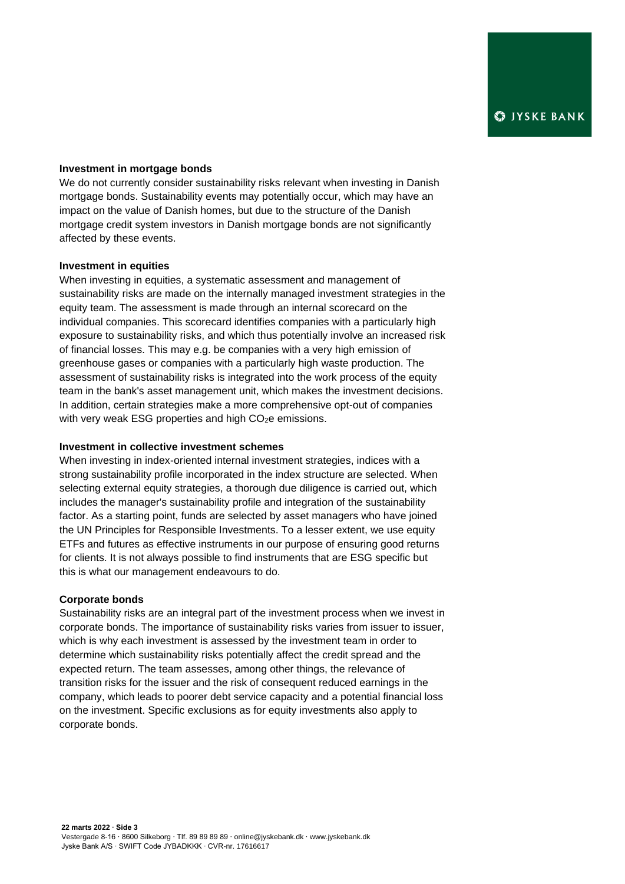**Investment in mortgage bonds**

We do not currently consider sustainability risks relevant when investing in Danish mortgage bonds. Sustainability events may potentially occur, which may have an impact on the value of Danish homes, but due to the structure of the Danish mortgage credit system investors in Danish mortgage bonds are not significantly affected by these events.

**Investment in equities**

When investing in equities, a systematic assessment and management of sustainability risks are made on the internally managed investment strategies in the equity team. The assessment is made through an internal scorecard on the individual companies. This scorecard identifies companies with a particularly high exposure to sustainability risks, and which thus potentially involve an increased risk of financial losses. This may e.g. be companies with a very high emission of greenhouse gases or companies with a particularly high waste production. The assessment of sustainability risks is integrated into the work process of the equity team in the bank's asset management unit, which makes the investment decisions. In addition, certain strategies make a more comprehensive opt-out of companies with very weak ESG properties and high $CO_2e$ emissions.

**Investment in collective investment schemes**

When investing in index-oriented internal investment strategies, indices with a strong sustainability profile incorporated in the index structure are selected. When selecting external equity strategies, a thorough due diligence is carried out, which includes the manager's sustainability profile and integration of the sustainability factor. As a starting point, funds are selected by asset managers who have joined the UN Principles for Responsible Investments. To a lesser extent, we use equity ETFs and futures as effective instruments in our purpose of ensuring good returns for clients. It is not always possible to find instruments that are ESG specific but this is what our management endeavours to do.

**Corporate bonds**

Sustainability risks are an integral part of the investment process when we invest in corporate bonds. The importance of sustainability risks varies from issuer to issuer, which is why each investment is assessed by the investment team in order to determine which sustainability risks potentially affect the credit spread and the expected return. The team assesses, among other things, the relevance of transition risks for the issuer and the risk of consequent reduced earnings in the company, which leads to poorer debt service capacity and a potential financial loss on the investment. Specific exclusions as for equity investments also apply to corporate bonds.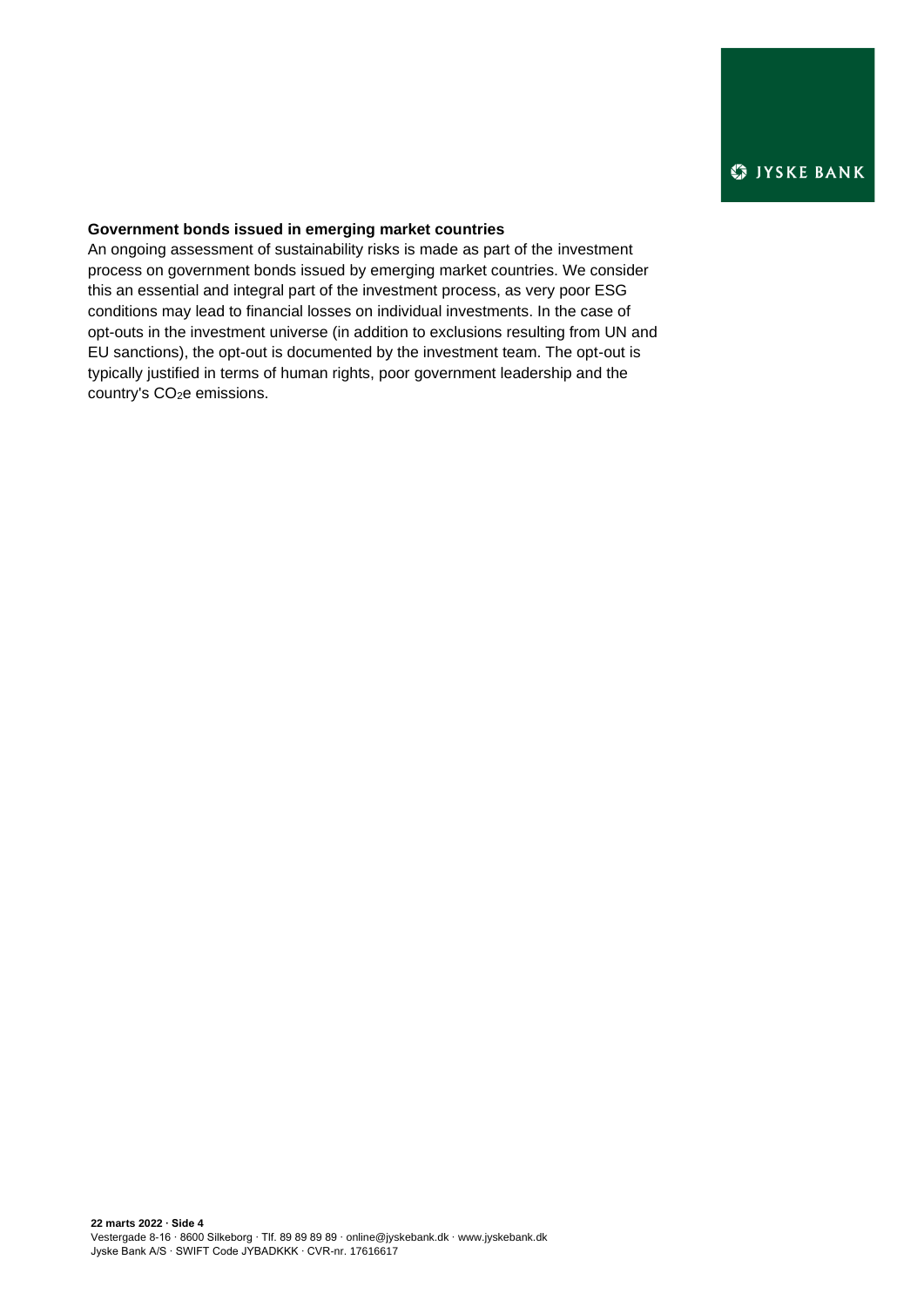**Government bonds issued in emerging market countries**

An ongoing assessment of sustainability risks is made as part of the investment process on government bonds issued by emerging market countries. We consider this an essential and integral part of the investment process, as very poor ESG conditions may lead to financial losses on individual investments. In the case of opt-outs in the investment universe (in addition to exclusions resulting from UN and EU sanctions), the opt-out is documented by the investment team. The opt-out is typically justified in terms of human rights, poor government leadership and the country's $CO_2e$ emissions.